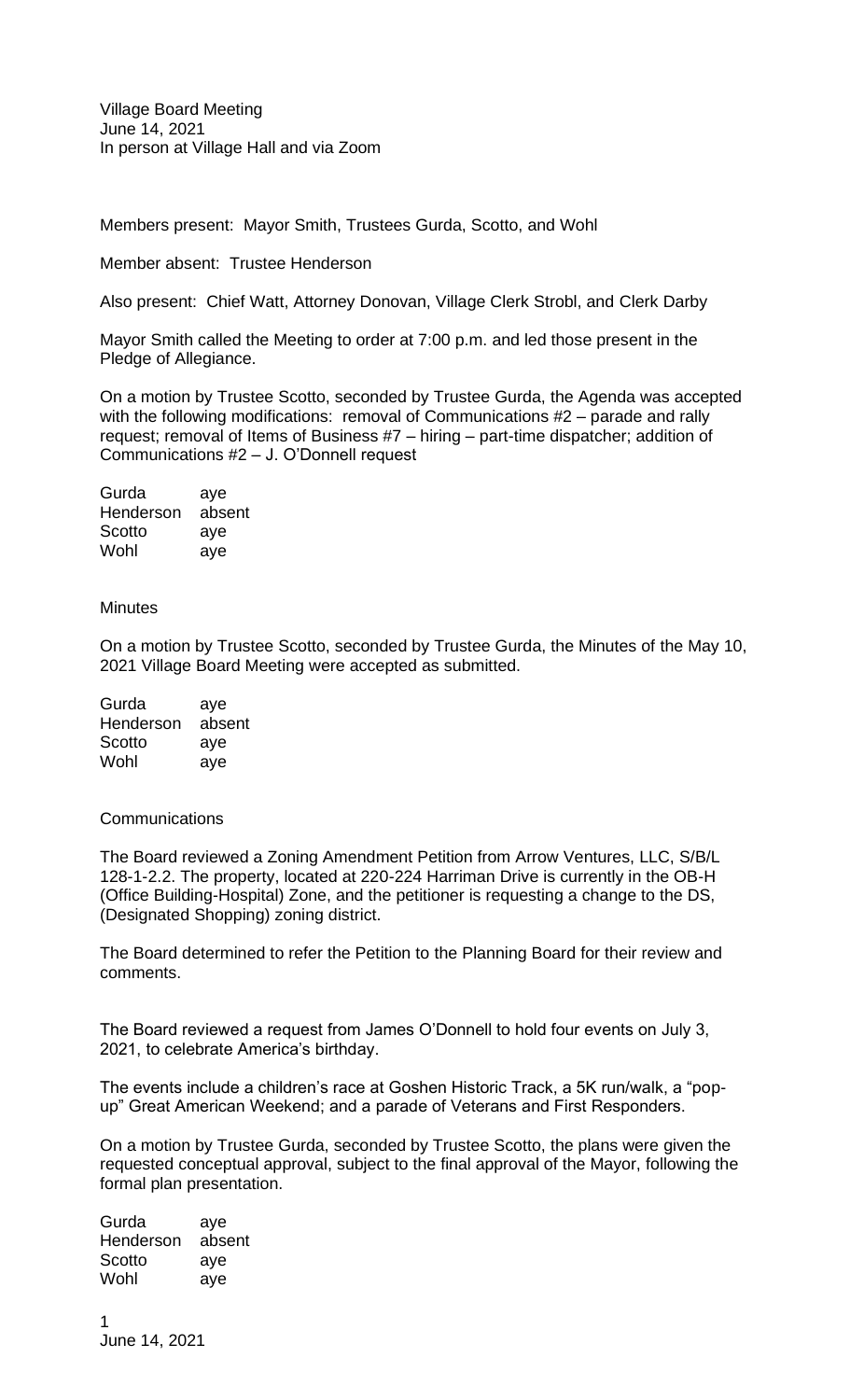Village Board Meeting
June 14, 2021
In person at Village Hall and via Zoom

Members present: Mayor Smith, Trustees Gurda, Scotto, and Wohl

Member absent: Trustee Henderson

Also present: Chief Watt, Attorney Donovan, Village Clerk Strobl, and Clerk Darby

Mayor Smith called the Meeting to order at 7:00 p.m. and led those present in the Pledge of Allegiance.

On a motion by Trustee Scotto, seconded by Trustee Gurda, the Agenda was accepted with the following modifications: removal of Communications #2 – parade and rally request; removal of Items of Business #7 – hiring – part-time dispatcher; addition of Communications #2 – J. O'Donnell request

| | |
|---|---|
| Gurda | aye |
| Henderson | absent |
| Scotto | aye |
| Wohl | aye |

Minutes

On a motion by Trustee Scotto, seconded by Trustee Gurda, the Minutes of the May 10, 2021 Village Board Meeting were accepted as submitted.

| | |
|---|---|
| Gurda | aye |
| Henderson | absent |
| Scotto | aye |
| Wohl | aye |

Communications

The Board reviewed a Zoning Amendment Petition from Arrow Ventures, LLC, S/B/L 128-1-2.2. The property, located at 220-224 Harriman Drive is currently in the OB-H (Office Building-Hospital) Zone, and the petitioner is requesting a change to the DS, (Designated Shopping) zoning district.

The Board determined to refer the Petition to the Planning Board for their review and comments.

The Board reviewed a request from James O'Donnell to hold four events on July 3, 2021, to celebrate America's birthday.

The events include a children's race at Goshen Historic Track, a 5K run/walk, a "pop-up" Great American Weekend; and a parade of Veterans and First Responders.

On a motion by Trustee Gurda, seconded by Trustee Scotto, the plans were given the requested conceptual approval, subject to the final approval of the Mayor, following the formal plan presentation.

| | |
|---|---|
| Gurda | aye |
| Henderson | absent |
| Scotto | aye |
| Wohl | aye |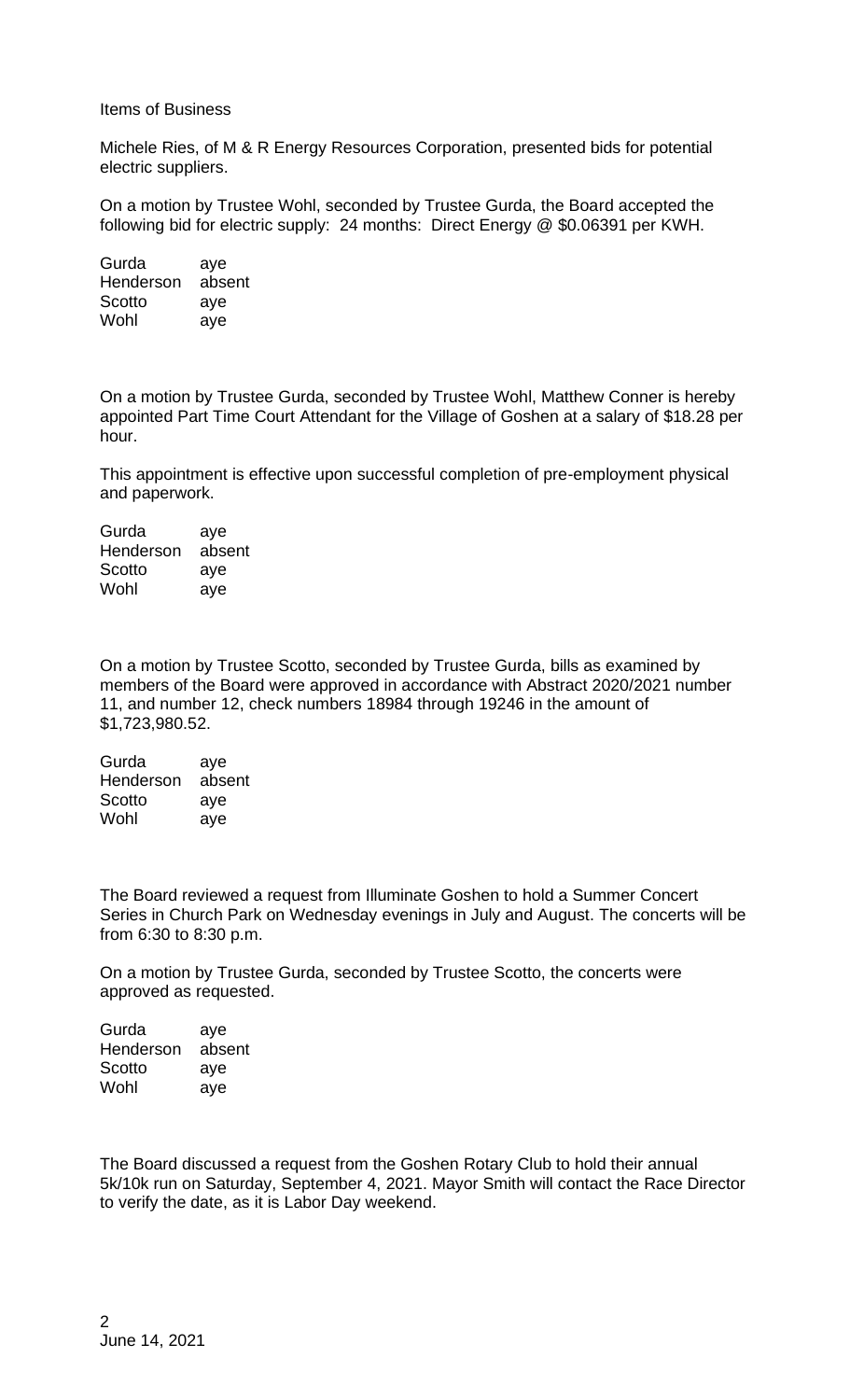Items of Business

Michele Ries, of M & R Energy Resources Corporation, presented bids for potential electric suppliers.

On a motion by Trustee Wohl, seconded by Trustee Gurda, the Board accepted the following bid for electric supply: 24 months: Direct Energy @ $0.06391 per KWH.

| | |
|---|---|
| Gurda | aye |
| Henderson | absent |
| Scotto | aye |
| Wohl | aye |

On a motion by Trustee Gurda, seconded by Trustee Wohl, Matthew Conner is hereby appointed Part Time Court Attendant for the Village of Goshen at a salary of $18.28 per hour.

This appointment is effective upon successful completion of pre-employment physical and paperwork.

| | |
|---|---|
| Gurda | aye |
| Henderson | absent |
| Scotto | aye |
| Wohl | aye |

On a motion by Trustee Scotto, seconded by Trustee Gurda, bills as examined by members of the Board were approved in accordance with Abstract 2020/2021 number 11, and number 12, check numbers 18984 through 19246 in the amount of $1,723,980.52.

| | |
|---|---|
| Gurda | aye |
| Henderson | absent |
| Scotto | aye |
| Wohl | aye |

The Board reviewed a request from Illuminate Goshen to hold a Summer Concert Series in Church Park on Wednesday evenings in July and August. The concerts will be from 6:30 to 8:30 p.m.

On a motion by Trustee Gurda, seconded by Trustee Scotto, the concerts were approved as requested.

| | |
|---|---|
| Gurda | aye |
| Henderson | absent |
| Scotto | aye |
| Wohl | aye |

The Board discussed a request from the Goshen Rotary Club to hold their annual 5k/10k run on Saturday, September 4, 2021. Mayor Smith will contact the Race Director to verify the date, as it is Labor Day weekend.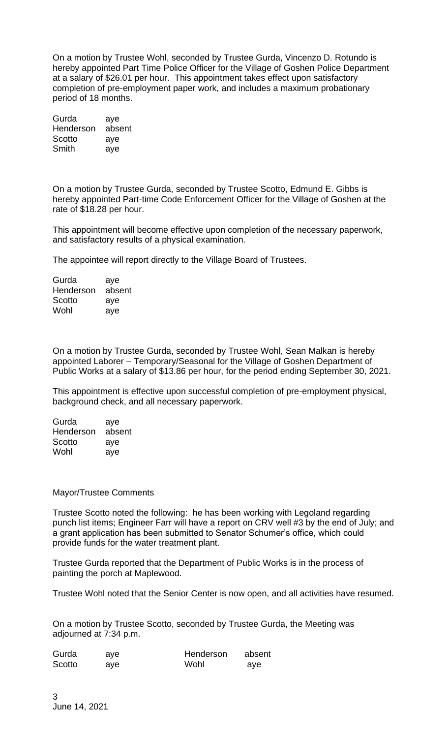On a motion by Trustee Wohl, seconded by Trustee Gurda, Vincenzo D. Rotundo is hereby appointed Part Time Police Officer for the Village of Goshen Police Department at a salary of $26.01 per hour. This appointment takes effect upon satisfactory completion of pre-employment paper work, and includes a maximum probationary period of 18 months.

| | |
|---|---|
| Gurda | aye |
| Henderson | absent |
| Scotto | aye |
| Smith | aye |

On a motion by Trustee Gurda, seconded by Trustee Scotto, Edmund E. Gibbs is hereby appointed Part-time Code Enforcement Officer for the Village of Goshen at the rate of $18.28 per hour.

This appointment will become effective upon completion of the necessary paperwork, and satisfactory results of a physical examination.

The appointee will report directly to the Village Board of Trustees.

| | |
|---|---|
| Gurda | aye |
| Henderson | absent |
| Scotto | aye |
| Wohl | aye |

On a motion by Trustee Gurda, seconded by Trustee Wohl, Sean Malkan is hereby appointed Laborer – Temporary/Seasonal for the Village of Goshen Department of Public Works at a salary of $13.86 per hour, for the period ending September 30, 2021.

This appointment is effective upon successful completion of pre-employment physical, background check, and all necessary paperwork.

| | |
|---|---|
| Gurda | aye |
| Henderson | absent |
| Scotto | aye |
| Wohl | aye |

Mayor/Trustee Comments

Trustee Scotto noted the following: he has been working with Legoland regarding punch list items; Engineer Farr will have a report on CRV well #3 by the end of July; and a grant application has been submitted to Senator Schumer's office, which could provide funds for the water treatment plant.

Trustee Gurda reported that the Department of Public Works is in the process of painting the porch at Maplewood.

Trustee Wohl noted that the Senior Center is now open, and all activities have resumed.

On a motion by Trustee Scotto, seconded by Trustee Gurda, the Meeting was adjourned at 7:34 p.m.

| | | | |
|---|---|---|---|
| Gurda | aye | Henderson | absent |
| Scotto | aye | Wohl | aye |

June 14, 2021